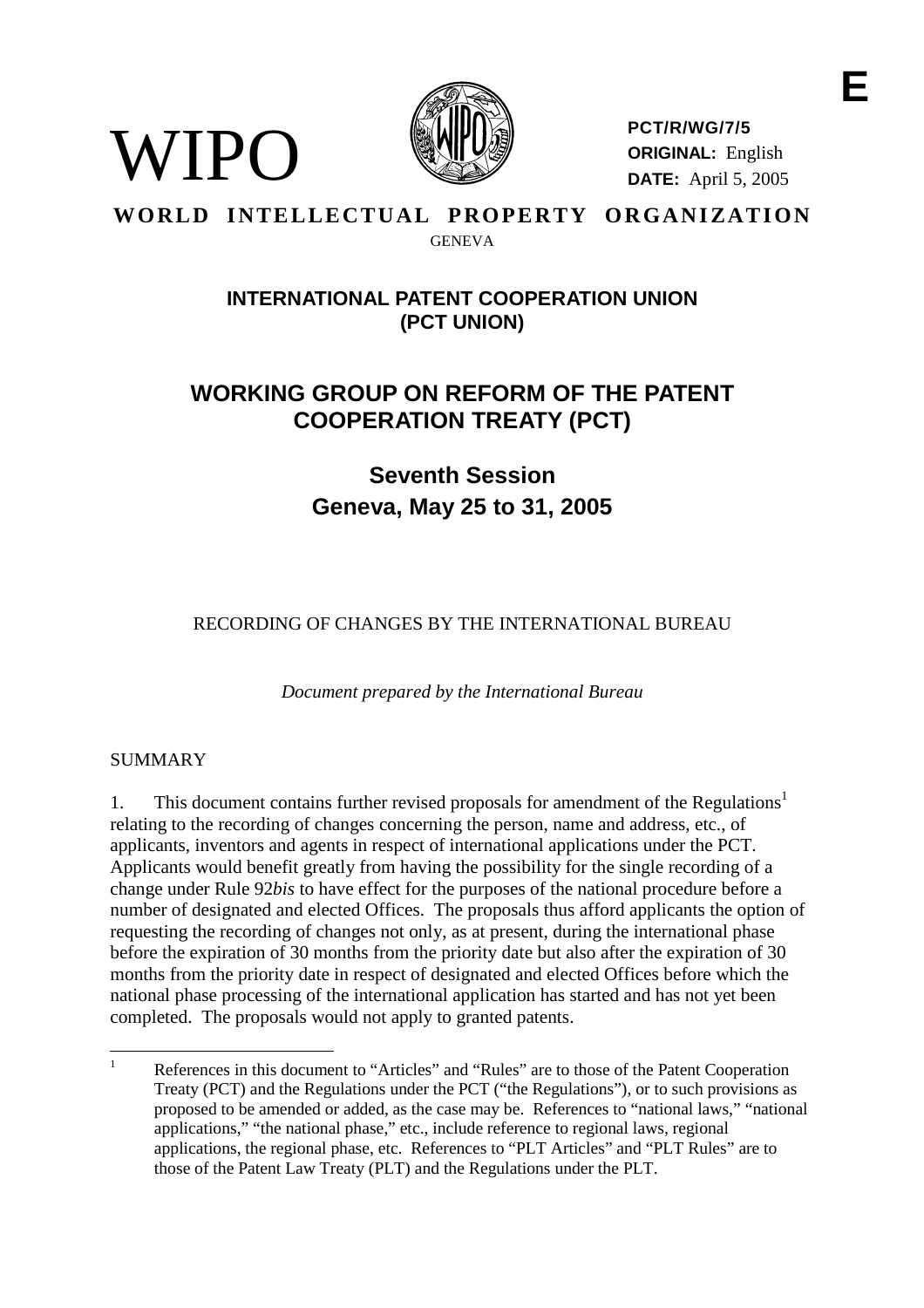**E**

WIPO

**PCT/R/WG/7/5**
**ORIGINAL:** English
**DATE:** April 5, 2005

**WORLD INTELLECTUAL PROPERTY ORGANIZATION**
GENEVA

## INTERNATIONAL PATENT COOPERATION UNION (PCT UNION)

# WORKING GROUP ON REFORM OF THE PATENT COOPERATION TREATY (PCT)

## Seventh Session
## Geneva, May 25 to 31, 2005

RECORDING OF CHANGES BY THE INTERNATIONAL BUREAU

*Document prepared by the International Bureau*

SUMMARY

1. This document contains further revised proposals for amendment of the Regulations[1] relating to the recording of changes concerning the person, name and address, etc., of applicants, inventors and agents in respect of international applications under the PCT. Applicants would benefit greatly from having the possibility for the single recording of a change under Rule 92*bis* to have effect for the purposes of the national procedure before a number of designated and elected Offices. The proposals thus afford applicants the option of requesting the recording of changes not only, as at present, during the international phase before the expiration of 30 months from the priority date but also after the expiration of 30 months from the priority date in respect of designated and elected Offices before which the national phase processing of the international application has started and has not yet been completed. The proposals would not apply to granted patents.

[1] References in this document to "Articles" and "Rules" are to those of the Patent Cooperation Treaty (PCT) and the Regulations under the PCT ("the Regulations"), or to such provisions as proposed to be amended or added, as the case may be. References to "national laws," "national applications," "the national phase," etc., include reference to regional laws, regional applications, the regional phase, etc. References to "PLT Articles" and "PLT Rules" are to those of the Patent Law Treaty (PLT) and the Regulations under the PLT.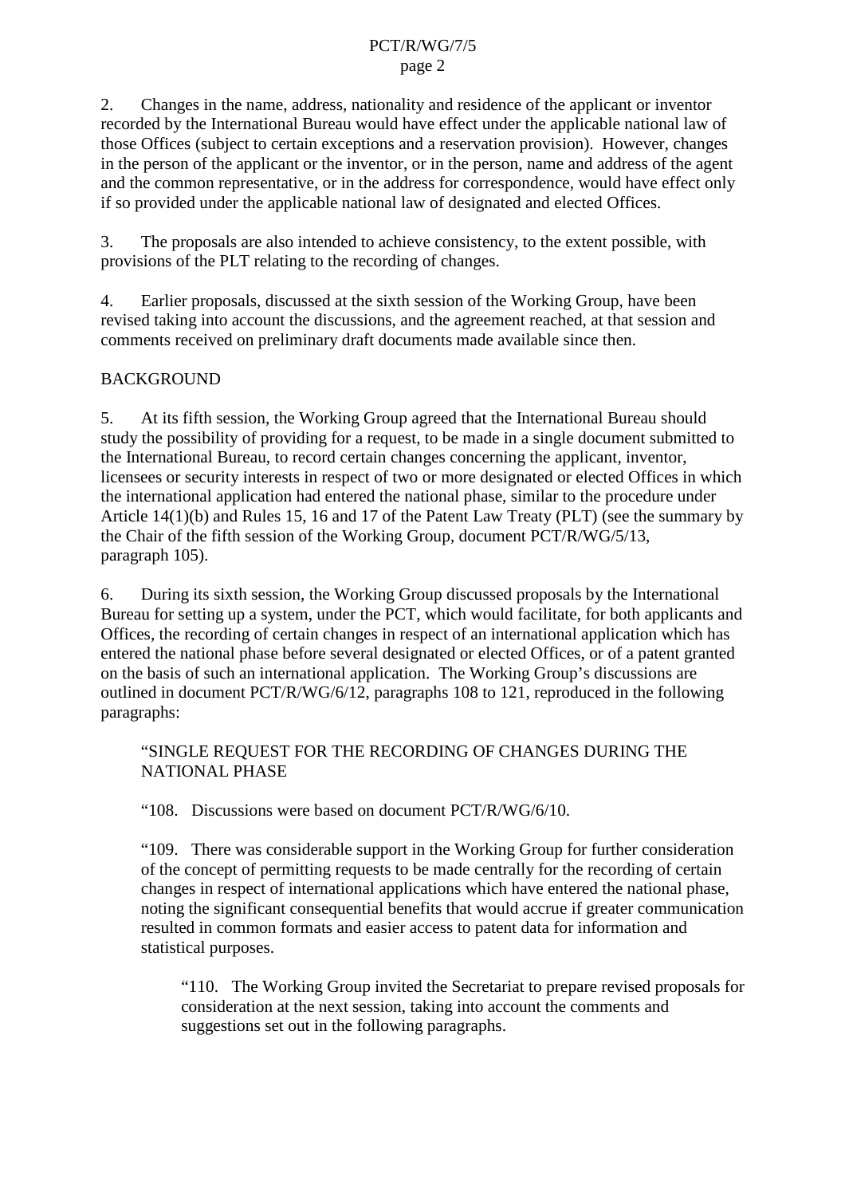2. Changes in the name, address, nationality and residence of the applicant or inventor recorded by the International Bureau would have effect under the applicable national law of those Offices (subject to certain exceptions and a reservation provision). However, changes in the person of the applicant or the inventor, or in the person, name and address of the agent and the common representative, or in the address for correspondence, would have effect only if so provided under the applicable national law of designated and elected Offices.

3. The proposals are also intended to achieve consistency, to the extent possible, with provisions of the PLT relating to the recording of changes.

4. Earlier proposals, discussed at the sixth session of the Working Group, have been revised taking into account the discussions, and the agreement reached, at that session and comments received on preliminary draft documents made available since then.

## BACKGROUND

5. At its fifth session, the Working Group agreed that the International Bureau should study the possibility of providing for a request, to be made in a single document submitted to the International Bureau, to record certain changes concerning the applicant, inventor, licensees or security interests in respect of two or more designated or elected Offices in which the international application had entered the national phase, similar to the procedure under Article 14(1)(b) and Rules 15, 16 and 17 of the Patent Law Treaty (PLT) (see the summary by the Chair of the fifth session of the Working Group, document PCT/R/WG/5/13, paragraph 105).

6. During its sixth session, the Working Group discussed proposals by the International Bureau for setting up a system, under the PCT, which would facilitate, for both applicants and Offices, the recording of certain changes in respect of an international application which has entered the national phase before several designated or elected Offices, or of a patent granted on the basis of such an international application. The Working Group's discussions are outlined in document PCT/R/WG/6/12, paragraphs 108 to 121, reproduced in the following paragraphs:

> "SINGLE REQUEST FOR THE RECORDING OF CHANGES DURING THE NATIONAL PHASE
>
> "108. Discussions were based on document PCT/R/WG/6/10.
>
> "109. There was considerable support in the Working Group for further consideration of the concept of permitting requests to be made centrally for the recording of certain changes in respect of international applications which have entered the national phase, noting the significant consequential benefits that would accrue if greater communication resulted in common formats and easier access to patent data for information and statistical purposes.
>
> > "110. The Working Group invited the Secretariat to prepare revised proposals for consideration at the next session, taking into account the comments and suggestions set out in the following paragraphs.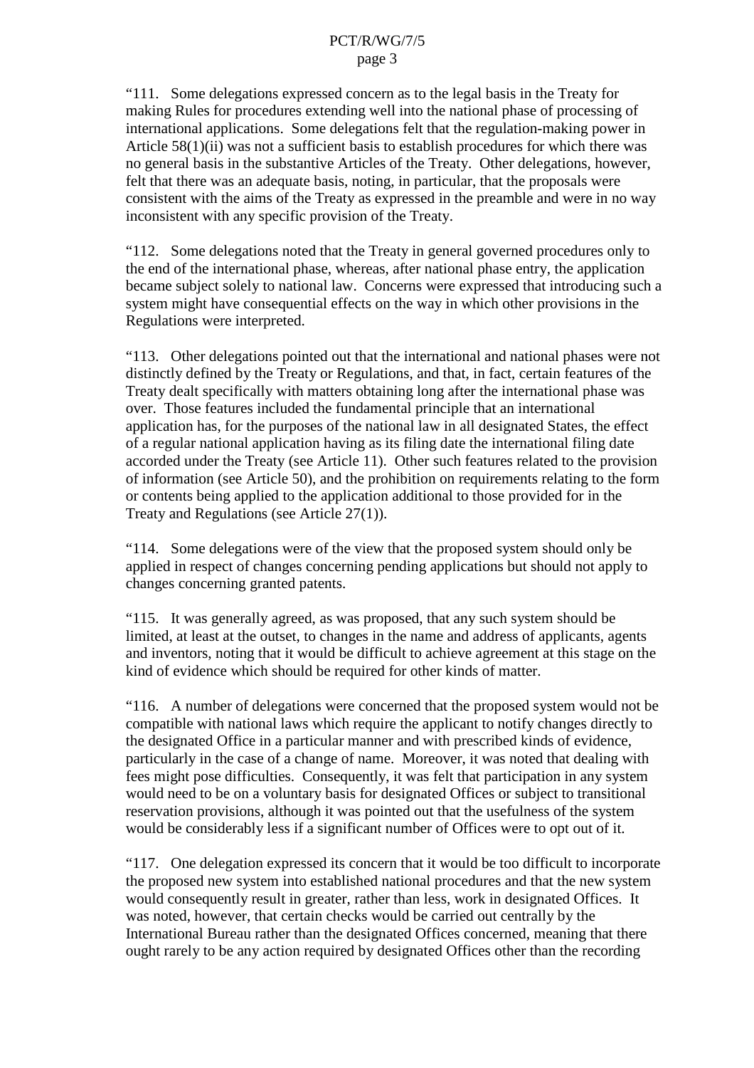"111. Some delegations expressed concern as to the legal basis in the Treaty for making Rules for procedures extending well into the national phase of processing of international applications. Some delegations felt that the regulation-making power in Article 58(1)(ii) was not a sufficient basis to establish procedures for which there was no general basis in the substantive Articles of the Treaty. Other delegations, however, felt that there was an adequate basis, noting, in particular, that the proposals were consistent with the aims of the Treaty as expressed in the preamble and were in no way inconsistent with any specific provision of the Treaty.

"112. Some delegations noted that the Treaty in general governed procedures only to the end of the international phase, whereas, after national phase entry, the application became subject solely to national law. Concerns were expressed that introducing such a system might have consequential effects on the way in which other provisions in the Regulations were interpreted.

"113. Other delegations pointed out that the international and national phases were not distinctly defined by the Treaty or Regulations, and that, in fact, certain features of the Treaty dealt specifically with matters obtaining long after the international phase was over. Those features included the fundamental principle that an international application has, for the purposes of the national law in all designated States, the effect of a regular national application having as its filing date the international filing date accorded under the Treaty (see Article 11). Other such features related to the provision of information (see Article 50), and the prohibition on requirements relating to the form or contents being applied to the application additional to those provided for in the Treaty and Regulations (see Article 27(1)).

"114. Some delegations were of the view that the proposed system should only be applied in respect of changes concerning pending applications but should not apply to changes concerning granted patents.

"115. It was generally agreed, as was proposed, that any such system should be limited, at least at the outset, to changes in the name and address of applicants, agents and inventors, noting that it would be difficult to achieve agreement at this stage on the kind of evidence which should be required for other kinds of matter.

"116. A number of delegations were concerned that the proposed system would not be compatible with national laws which require the applicant to notify changes directly to the designated Office in a particular manner and with prescribed kinds of evidence, particularly in the case of a change of name. Moreover, it was noted that dealing with fees might pose difficulties. Consequently, it was felt that participation in any system would need to be on a voluntary basis for designated Offices or subject to transitional reservation provisions, although it was pointed out that the usefulness of the system would be considerably less if a significant number of Offices were to opt out of it.

"117. One delegation expressed its concern that it would be too difficult to incorporate the proposed new system into established national procedures and that the new system would consequently result in greater, rather than less, work in designated Offices. It was noted, however, that certain checks would be carried out centrally by the International Bureau rather than the designated Offices concerned, meaning that there ought rarely to be any action required by designated Offices other than the recording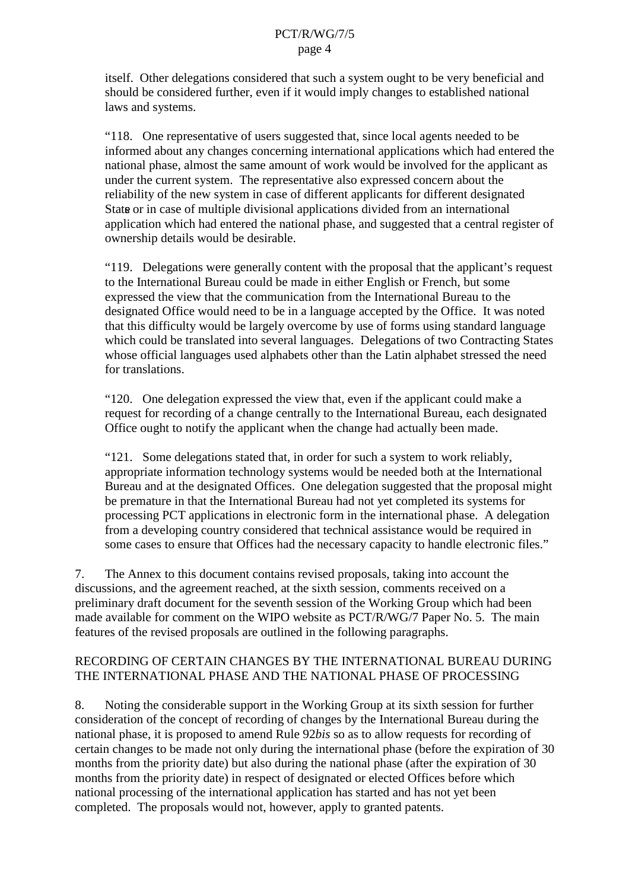itself. Other delegations considered that such a system ought to be very beneficial and should be considered further, even if it would imply changes to established national laws and systems.

"118. One representative of users suggested that, since local agents needed to be informed about any changes concerning international applications which had entered the national phase, almost the same amount of work would be involved for the applicant as under the current system. The representative also expressed concern about the reliability of the new system in case of different applicants for different designated State or in case of multiple divisional applications divided from an international application which had entered the national phase, and suggested that a central register of ownership details would be desirable.

"119. Delegations were generally content with the proposal that the applicant's request to the International Bureau could be made in either English or French, but some expressed the view that the communication from the International Bureau to the designated Office would need to be in a language accepted by the Office. It was noted that this difficulty would be largely overcome by use of forms using standard language which could be translated into several languages. Delegations of two Contracting States whose official languages used alphabets other than the Latin alphabet stressed the need for translations.

"120. One delegation expressed the view that, even if the applicant could make a request for recording of a change centrally to the International Bureau, each designated Office ought to notify the applicant when the change had actually been made.

"121. Some delegations stated that, in order for such a system to work reliably, appropriate information technology systems would be needed both at the International Bureau and at the designated Offices. One delegation suggested that the proposal might be premature in that the International Bureau had not yet completed its systems for processing PCT applications in electronic form in the international phase. A delegation from a developing country considered that technical assistance would be required in some cases to ensure that Offices had the necessary capacity to handle electronic files."

7. The Annex to this document contains revised proposals, taking into account the discussions, and the agreement reached, at the sixth session, comments received on a preliminary draft document for the seventh session of the Working Group which had been made available for comment on the WIPO website as PCT/R/WG/7 Paper No. 5. The main features of the revised proposals are outlined in the following paragraphs.

## RECORDING OF CERTAIN CHANGES BY THE INTERNATIONAL BUREAU DURING THE INTERNATIONAL PHASE AND THE NATIONAL PHASE OF PROCESSING

8. Noting the considerable support in the Working Group at its sixth session for further consideration of the concept of recording of changes by the International Bureau during the national phase, it is proposed to amend Rule 92*bis* so as to allow requests for recording of certain changes to be made not only during the international phase (before the expiration of 30 months from the priority date) but also during the national phase (after the expiration of 30 months from the priority date) in respect of designated or elected Offices before which national processing of the international application has started and has not yet been completed. The proposals would not, however, apply to granted patents.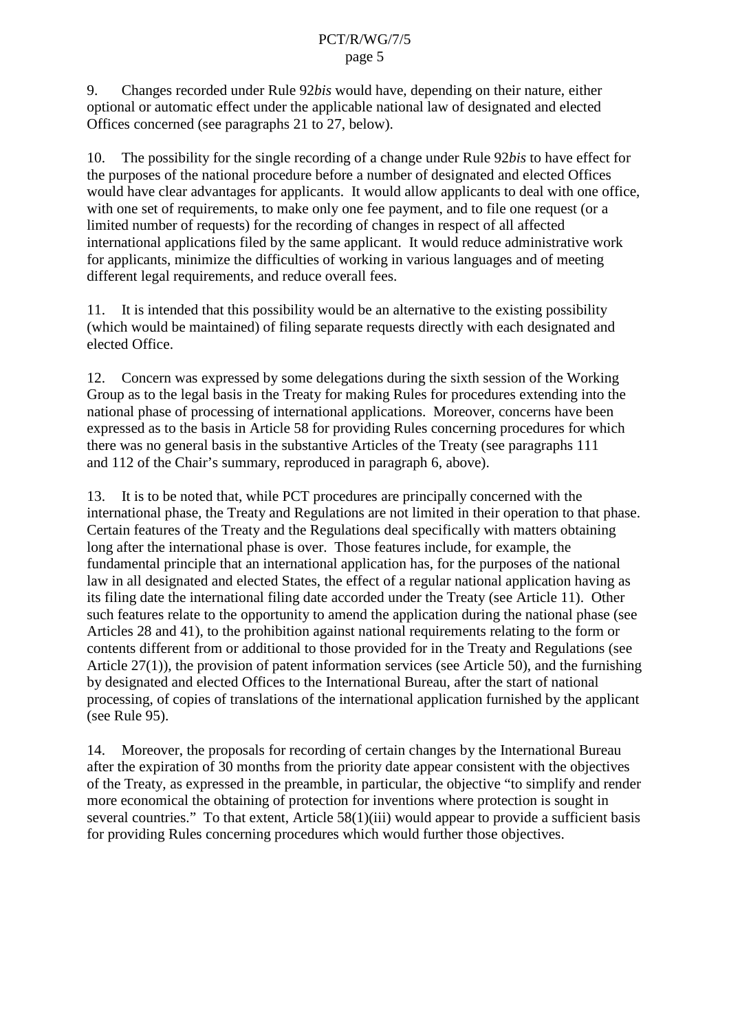9. Changes recorded under Rule 92*bis* would have, depending on their nature, either optional or automatic effect under the applicable national law of designated and elected Offices concerned (see paragraphs 21 to 27, below).

10. The possibility for the single recording of a change under Rule 92*bis* to have effect for the purposes of the national procedure before a number of designated and elected Offices would have clear advantages for applicants. It would allow applicants to deal with one office, with one set of requirements, to make only one fee payment, and to file one request (or a limited number of requests) for the recording of changes in respect of all affected international applications filed by the same applicant. It would reduce administrative work for applicants, minimize the difficulties of working in various languages and of meeting different legal requirements, and reduce overall fees.

11. It is intended that this possibility would be an alternative to the existing possibility (which would be maintained) of filing separate requests directly with each designated and elected Office.

12. Concern was expressed by some delegations during the sixth session of the Working Group as to the legal basis in the Treaty for making Rules for procedures extending into the national phase of processing of international applications. Moreover, concerns have been expressed as to the basis in Article 58 for providing Rules concerning procedures for which there was no general basis in the substantive Articles of the Treaty (see paragraphs 111 and 112 of the Chair's summary, reproduced in paragraph 6, above).

13. It is to be noted that, while PCT procedures are principally concerned with the international phase, the Treaty and Regulations are not limited in their operation to that phase. Certain features of the Treaty and the Regulations deal specifically with matters obtaining long after the international phase is over. Those features include, for example, the fundamental principle that an international application has, for the purposes of the national law in all designated and elected States, the effect of a regular national application having as its filing date the international filing date accorded under the Treaty (see Article 11). Other such features relate to the opportunity to amend the application during the national phase (see Articles 28 and 41), to the prohibition against national requirements relating to the form or contents different from or additional to those provided for in the Treaty and Regulations (see Article 27(1)), the provision of patent information services (see Article 50), and the furnishing by designated and elected Offices to the International Bureau, after the start of national processing, of copies of translations of the international application furnished by the applicant (see Rule 95).

14. Moreover, the proposals for recording of certain changes by the International Bureau after the expiration of 30 months from the priority date appear consistent with the objectives of the Treaty, as expressed in the preamble, in particular, the objective "to simplify and render more economical the obtaining of protection for inventions where protection is sought in several countries." To that extent, Article 58(1)(iii) would appear to provide a sufficient basis for providing Rules concerning procedures which would further those objectives.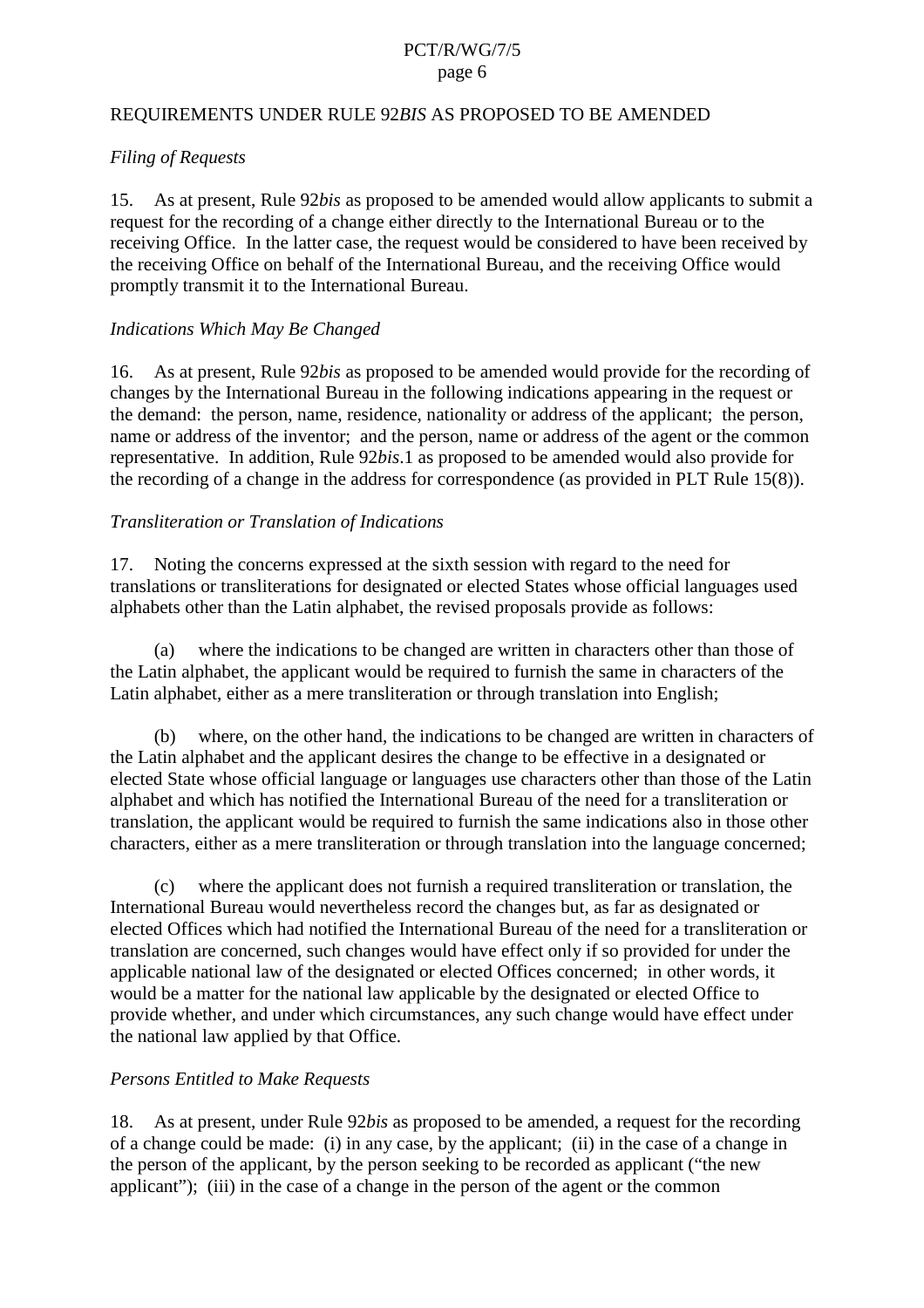## REQUIREMENTS UNDER RULE 92*BIS* AS PROPOSED TO BE AMENDED

### *Filing of Requests*

15. As at present, Rule 92*bis* as proposed to be amended would allow applicants to submit a request for the recording of a change either directly to the International Bureau or to the receiving Office. In the latter case, the request would be considered to have been received by the receiving Office on behalf of the International Bureau, and the receiving Office would promptly transmit it to the International Bureau.

### *Indications Which May Be Changed*

16. As at present, Rule 92*bis* as proposed to be amended would provide for the recording of changes by the International Bureau in the following indications appearing in the request or the demand: the person, name, residence, nationality or address of the applicant; the person, name or address of the inventor; and the person, name or address of the agent or the common representative. In addition, Rule 92*bis*.1 as proposed to be amended would also provide for the recording of a change in the address for correspondence (as provided in PLT Rule 15(8)).

### *Transliteration or Translation of Indications*

17. Noting the concerns expressed at the sixth session with regard to the need for translations or transliterations for designated or elected States whose official languages used alphabets other than the Latin alphabet, the revised proposals provide as follows:

(a) where the indications to be changed are written in characters other than those of the Latin alphabet, the applicant would be required to furnish the same in characters of the Latin alphabet, either as a mere transliteration or through translation into English;

(b) where, on the other hand, the indications to be changed are written in characters of the Latin alphabet and the applicant desires the change to be effective in a designated or elected State whose official language or languages use characters other than those of the Latin alphabet and which has notified the International Bureau of the need for a transliteration or translation, the applicant would be required to furnish the same indications also in those other characters, either as a mere transliteration or through translation into the language concerned;

(c) where the applicant does not furnish a required transliteration or translation, the International Bureau would nevertheless record the changes but, as far as designated or elected Offices which had notified the International Bureau of the need for a transliteration or translation are concerned, such changes would have effect only if so provided for under the applicable national law of the designated or elected Offices concerned; in other words, it would be a matter for the national law applicable by the designated or elected Office to provide whether, and under which circumstances, any such change would have effect under the national law applied by that Office.

### *Persons Entitled to Make Requests*

18. As at present, under Rule 92*bis* as proposed to be amended, a request for the recording of a change could be made: (i) in any case, by the applicant; (ii) in the case of a change in the person of the applicant, by the person seeking to be recorded as applicant ("the new applicant"); (iii) in the case of a change in the person of the agent or the common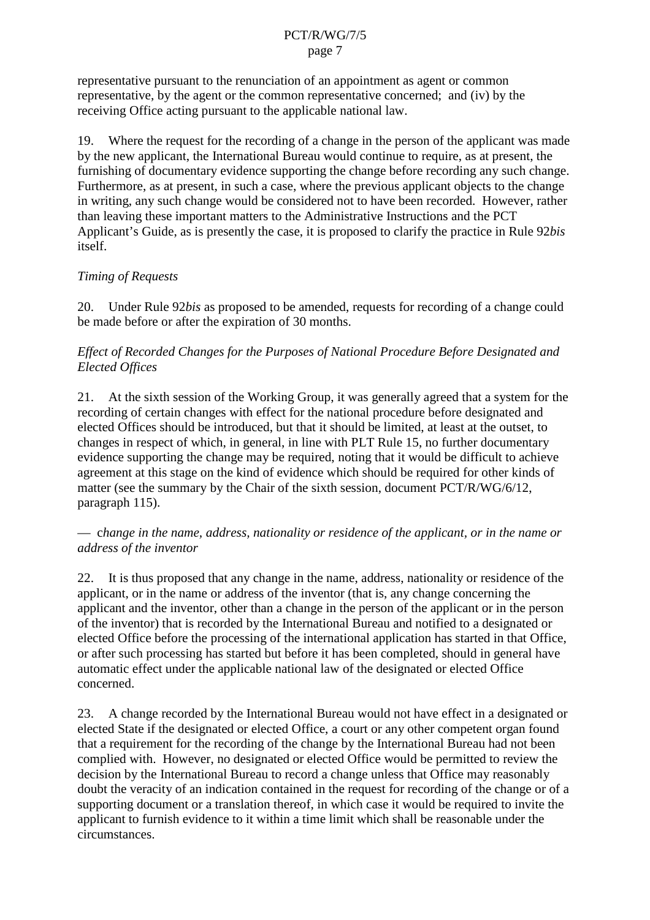representative pursuant to the renunciation of an appointment as agent or common representative, by the agent or the common representative concerned; and (iv) by the receiving Office acting pursuant to the applicable national law.

19. Where the request for the recording of a change in the person of the applicant was made by the new applicant, the International Bureau would continue to require, as at present, the furnishing of documentary evidence supporting the change before recording any such change. Furthermore, as at present, in such a case, where the previous applicant objects to the change in writing, any such change would be considered not to have been recorded. However, rather than leaving these important matters to the Administrative Instructions and the PCT Applicant's Guide, as is presently the case, it is proposed to clarify the practice in Rule 92*bis* itself.

*Timing of Requests*

20. Under Rule 92*bis* as proposed to be amended, requests for recording of a change could be made before or after the expiration of 30 months.

*Effect of Recorded Changes for the Purposes of National Procedure Before Designated and Elected Offices*

21. At the sixth session of the Working Group, it was generally agreed that a system for the recording of certain changes with effect for the national procedure before designated and elected Offices should be introduced, but that it should be limited, at least at the outset, to changes in respect of which, in general, in line with PLT Rule 15, no further documentary evidence supporting the change may be required, noting that it would be difficult to achieve agreement at this stage on the kind of evidence which should be required for other kinds of matter (see the summary by the Chair of the sixth session, document PCT/R/WG/6/12, paragraph 115).

— *change in the name, address, nationality or residence of the applicant, or in the name or address of the inventor*

22. It is thus proposed that any change in the name, address, nationality or residence of the applicant, or in the name or address of the inventor (that is, any change concerning the applicant and the inventor, other than a change in the person of the applicant or in the person of the inventor) that is recorded by the International Bureau and notified to a designated or elected Office before the processing of the international application has started in that Office, or after such processing has started but before it has been completed, should in general have automatic effect under the applicable national law of the designated or elected Office concerned.

23. A change recorded by the International Bureau would not have effect in a designated or elected State if the designated or elected Office, a court or any other competent organ found that a requirement for the recording of the change by the International Bureau had not been complied with. However, no designated or elected Office would be permitted to review the decision by the International Bureau to record a change unless that Office may reasonably doubt the veracity of an indication contained in the request for recording of the change or of a supporting document or a translation thereof, in which case it would be required to invite the applicant to furnish evidence to it within a time limit which shall be reasonable under the circumstances.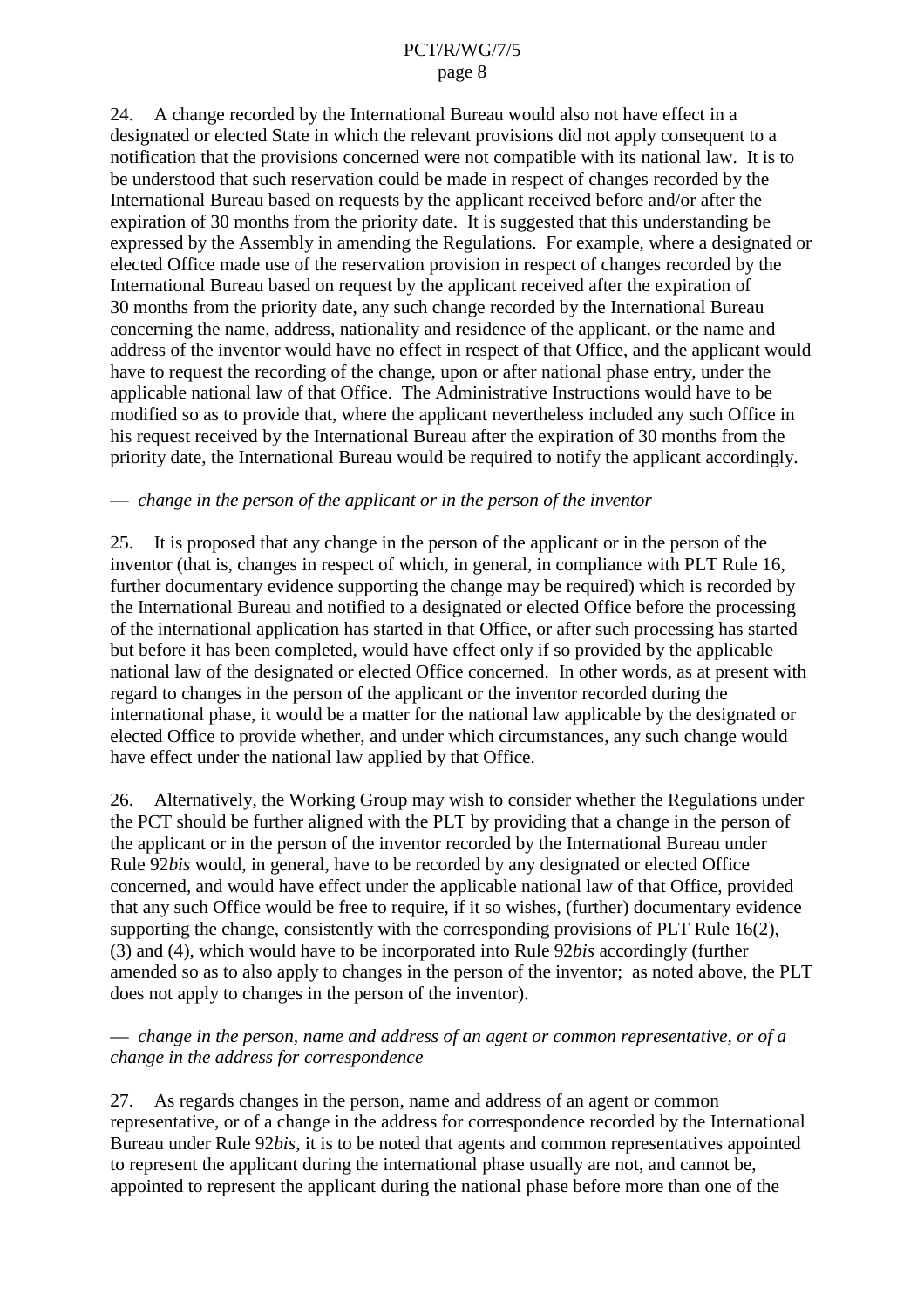24. A change recorded by the International Bureau would also not have effect in a designated or elected State in which the relevant provisions did not apply consequent to a notification that the provisions concerned were not compatible with its national law. It is to be understood that such reservation could be made in respect of changes recorded by the International Bureau based on requests by the applicant received before and/or after the expiration of 30 months from the priority date. It is suggested that this understanding be expressed by the Assembly in amending the Regulations. For example, where a designated or elected Office made use of the reservation provision in respect of changes recorded by the International Bureau based on request by the applicant received after the expiration of 30 months from the priority date, any such change recorded by the International Bureau concerning the name, address, nationality and residence of the applicant, or the name and address of the inventor would have no effect in respect of that Office, and the applicant would have to request the recording of the change, upon or after national phase entry, under the applicable national law of that Office. The Administrative Instructions would have to be modified so as to provide that, where the applicant nevertheless included any such Office in his request received by the International Bureau after the expiration of 30 months from the priority date, the International Bureau would be required to notify the applicant accordingly.

— *change in the person of the applicant or in the person of the inventor*

25. It is proposed that any change in the person of the applicant or in the person of the inventor (that is, changes in respect of which, in general, in compliance with PLT Rule 16, further documentary evidence supporting the change may be required) which is recorded by the International Bureau and notified to a designated or elected Office before the processing of the international application has started in that Office, or after such processing has started but before it has been completed, would have effect only if so provided by the applicable national law of the designated or elected Office concerned. In other words, as at present with regard to changes in the person of the applicant or the inventor recorded during the international phase, it would be a matter for the national law applicable by the designated or elected Office to provide whether, and under which circumstances, any such change would have effect under the national law applied by that Office.

26. Alternatively, the Working Group may wish to consider whether the Regulations under the PCT should be further aligned with the PLT by providing that a change in the person of the applicant or in the person of the inventor recorded by the International Bureau under Rule 92*bis* would, in general, have to be recorded by any designated or elected Office concerned, and would have effect under the applicable national law of that Office, provided that any such Office would be free to require, if it so wishes, (further) documentary evidence supporting the change, consistently with the corresponding provisions of PLT Rule 16(2), (3) and (4), which would have to be incorporated into Rule 92*bis* accordingly (further amended so as to also apply to changes in the person of the inventor; as noted above, the PLT does not apply to changes in the person of the inventor).

— *change in the person, name and address of an agent or common representative, or of a change in the address for correspondence*

27. As regards changes in the person, name and address of an agent or common representative, or of a change in the address for correspondence recorded by the International Bureau under Rule 92*bis*, it is to be noted that agents and common representatives appointed to represent the applicant during the international phase usually are not, and cannot be, appointed to represent the applicant during the national phase before more than one of the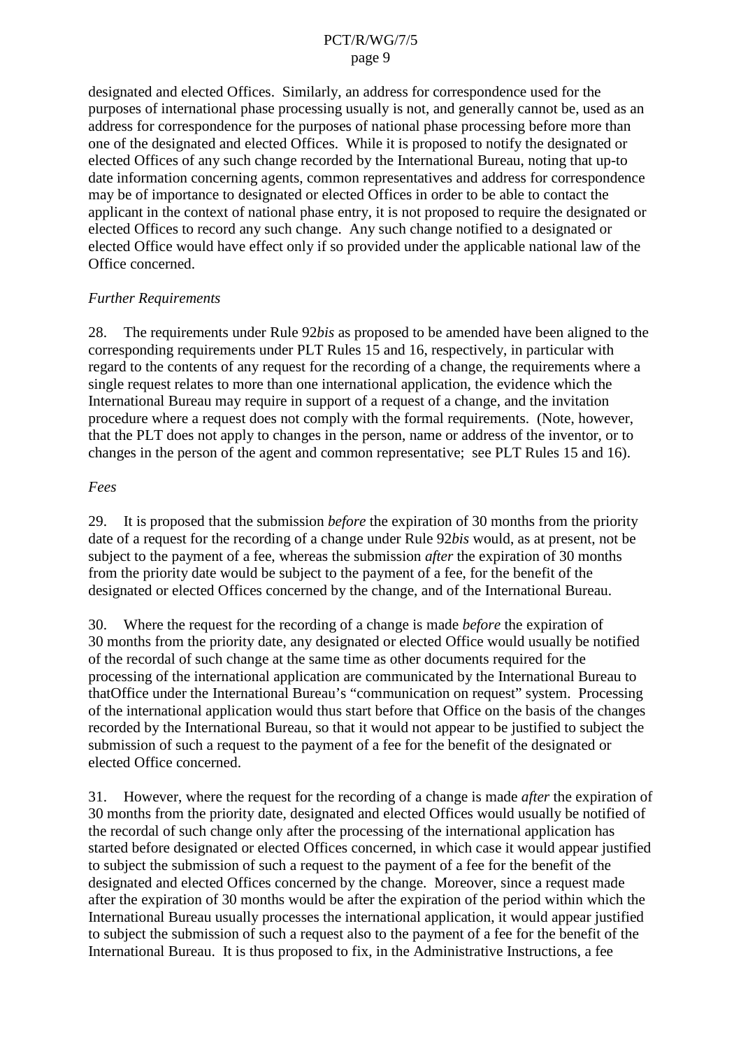designated and elected Offices. Similarly, an address for correspondence used for the purposes of international phase processing usually is not, and generally cannot be, used as an address for correspondence for the purposes of national phase processing before more than one of the designated and elected Offices. While it is proposed to notify the designated or elected Offices of any such change recorded by the International Bureau, noting that up-to date information concerning agents, common representatives and address for correspondence may be of importance to designated or elected Offices in order to be able to contact the applicant in the context of national phase entry, it is not proposed to require the designated or elected Offices to record any such change. Any such change notified to a designated or elected Office would have effect only if so provided under the applicable national law of the Office concerned.

*Further Requirements*

28. The requirements under Rule 92*bis* as proposed to be amended have been aligned to the corresponding requirements under PLT Rules 15 and 16, respectively, in particular with regard to the contents of any request for the recording of a change, the requirements where a single request relates to more than one international application, the evidence which the International Bureau may require in support of a request of a change, and the invitation procedure where a request does not comply with the formal requirements. (Note, however, that the PLT does not apply to changes in the person, name or address of the inventor, or to changes in the person of the agent and common representative; see PLT Rules 15 and 16).

*Fees*

29. It is proposed that the submission *before* the expiration of 30 months from the priority date of a request for the recording of a change under Rule 92*bis* would, as at present, not be subject to the payment of a fee, whereas the submission *after* the expiration of 30 months from the priority date would be subject to the payment of a fee, for the benefit of the designated or elected Offices concerned by the change, and of the International Bureau.

30. Where the request for the recording of a change is made *before* the expiration of 30 months from the priority date, any designated or elected Office would usually be notified of the recordal of such change at the same time as other documents required for the processing of the international application are communicated by the International Bureau to thatOffice under the International Bureau's "communication on request" system. Processing of the international application would thus start before that Office on the basis of the changes recorded by the International Bureau, so that it would not appear to be justified to subject the submission of such a request to the payment of a fee for the benefit of the designated or elected Office concerned.

31. However, where the request for the recording of a change is made *after* the expiration of 30 months from the priority date, designated and elected Offices would usually be notified of the recordal of such change only after the processing of the international application has started before designated or elected Offices concerned, in which case it would appear justified to subject the submission of such a request to the payment of a fee for the benefit of the designated and elected Offices concerned by the change. Moreover, since a request made after the expiration of 30 months would be after the expiration of the period within which the International Bureau usually processes the international application, it would appear justified to subject the submission of such a request also to the payment of a fee for the benefit of the International Bureau. It is thus proposed to fix, in the Administrative Instructions, a fee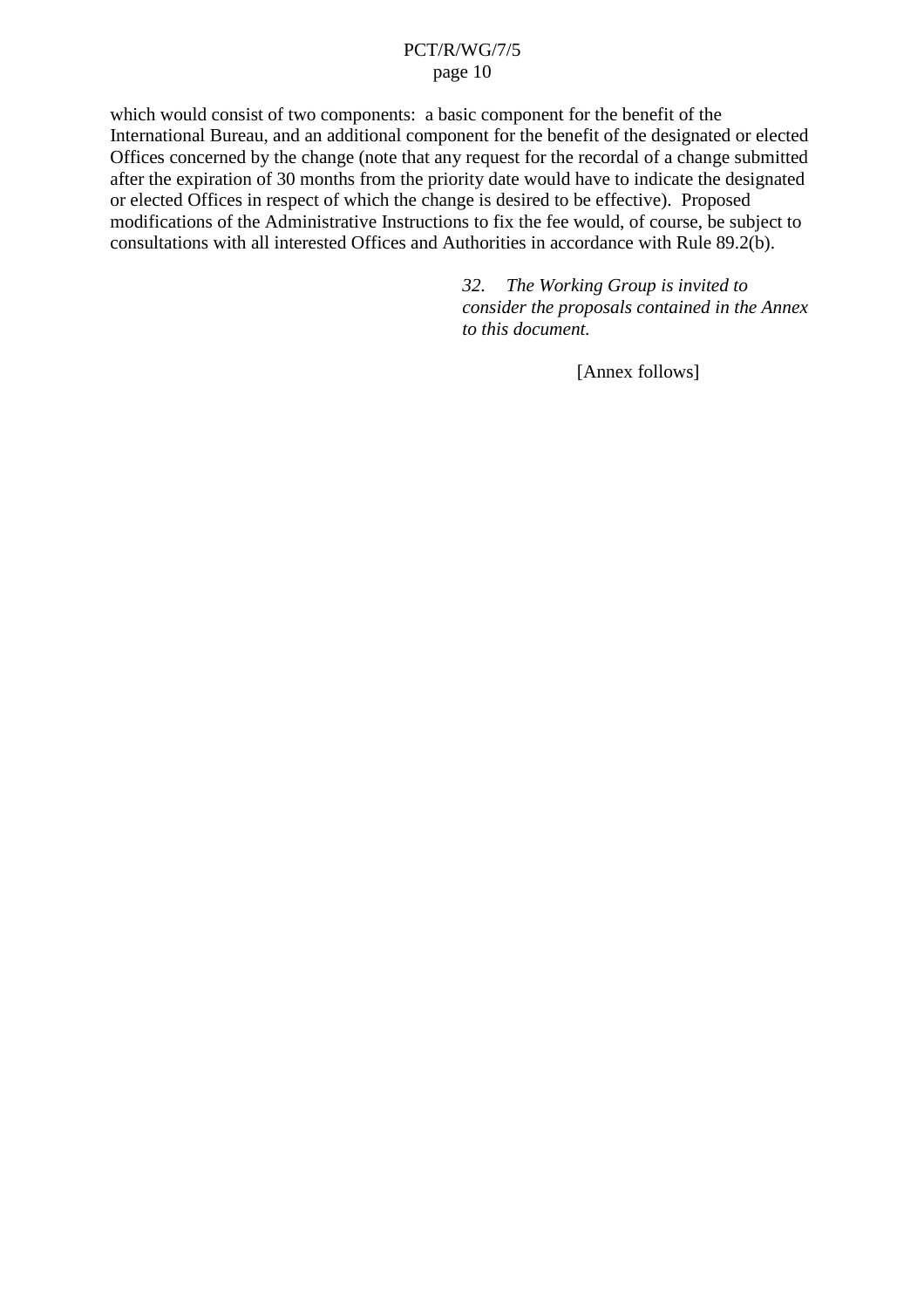which would consist of two components:  a basic component for the benefit of the International Bureau, and an additional component for the benefit of the designated or elected Offices concerned by the change (note that any request for the recordal of a change submitted after the expiration of 30 months from the priority date would have to indicate the designated or elected Offices in respect of which the change is desired to be effective).  Proposed modifications of the Administrative Instructions to fix the fee would, of course, be subject to consultations with all interested Offices and Authorities in accordance with Rule 89.2(b).

*32. The Working Group is invited to consider the proposals contained in the Annex to this document.*

[Annex follows]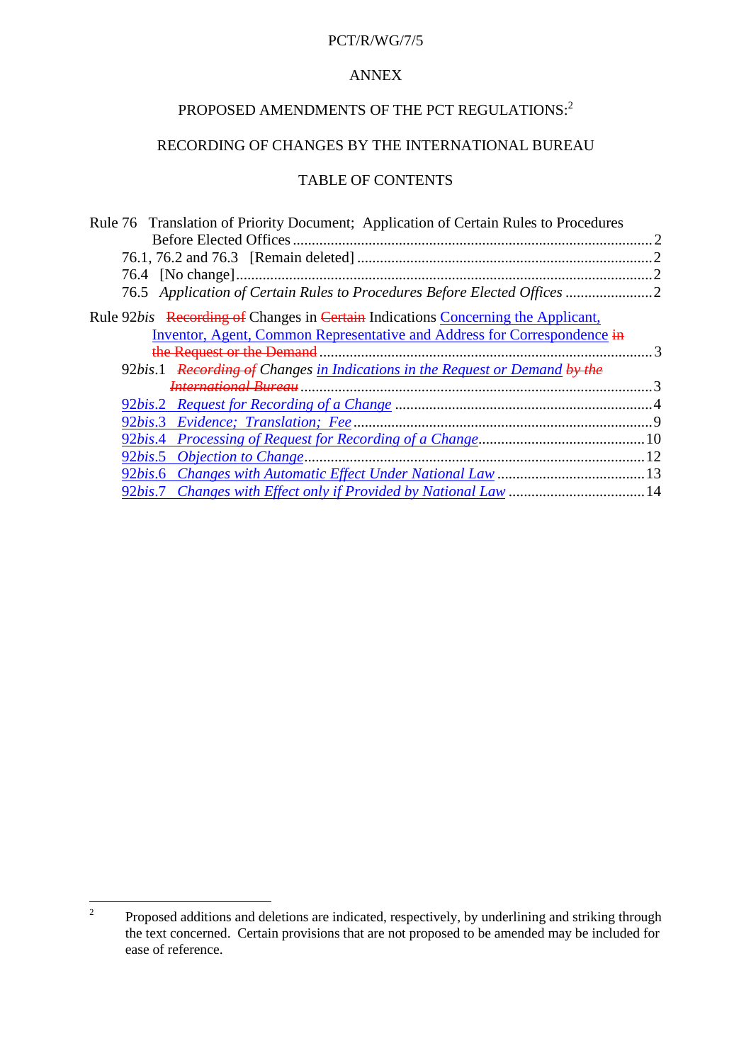ANNEX

PROPOSED AMENDMENTS OF THE PCT REGULATIONS:[2]

RECORDING OF CHANGES BY THE INTERNATIONAL BUREAU

TABLE OF CONTENTS

Rule 76 Translation of Priority Document; Application of Certain Rules to Procedures Before Elected Offices ........ 2
- 76.1, 76.2 and 76.3 [Remain deleted] ........ 2
- 76.4 [No change] ........ 2
- 76.5 *Application of Certain Rules to Procedures Before Elected Offices* ........ 2

Rule 92*bis* ~~Recording of~~ Changes in ~~Certain~~ Indications <u>Concerning the Applicant, Inventor, Agent, Common Representative and Address for Correspondence</u> ~~in the Request or the Demand~~ ........ 3
- 92*bis*.1 *~~Recording of~~ Changes <u>in Indications in the Request or Demand</u> ~~by the International Bureau~~* ........ 3
- <u>92*bis*.2 *Request for Recording of a Change*</u> ........ 4
- <u>92*bis*.3 *Evidence; Translation; Fee*</u> ........ 9
- <u>92*bis*.4 *Processing of Request for Recording of a Change*</u> ........ 10
- <u>92*bis*.5 *Objection to Change*</u> ........ 12
- <u>92*bis*.6 *Changes with Automatic Effect Under National Law*</u> ........ 13
- <u>92*bis*.7 *Changes with Effect only if Provided by National Law*</u> ........ 14

---

[2] Proposed additions and deletions are indicated, respectively, by underlining and striking through the text concerned. Certain provisions that are not proposed to be amended may be included for ease of reference.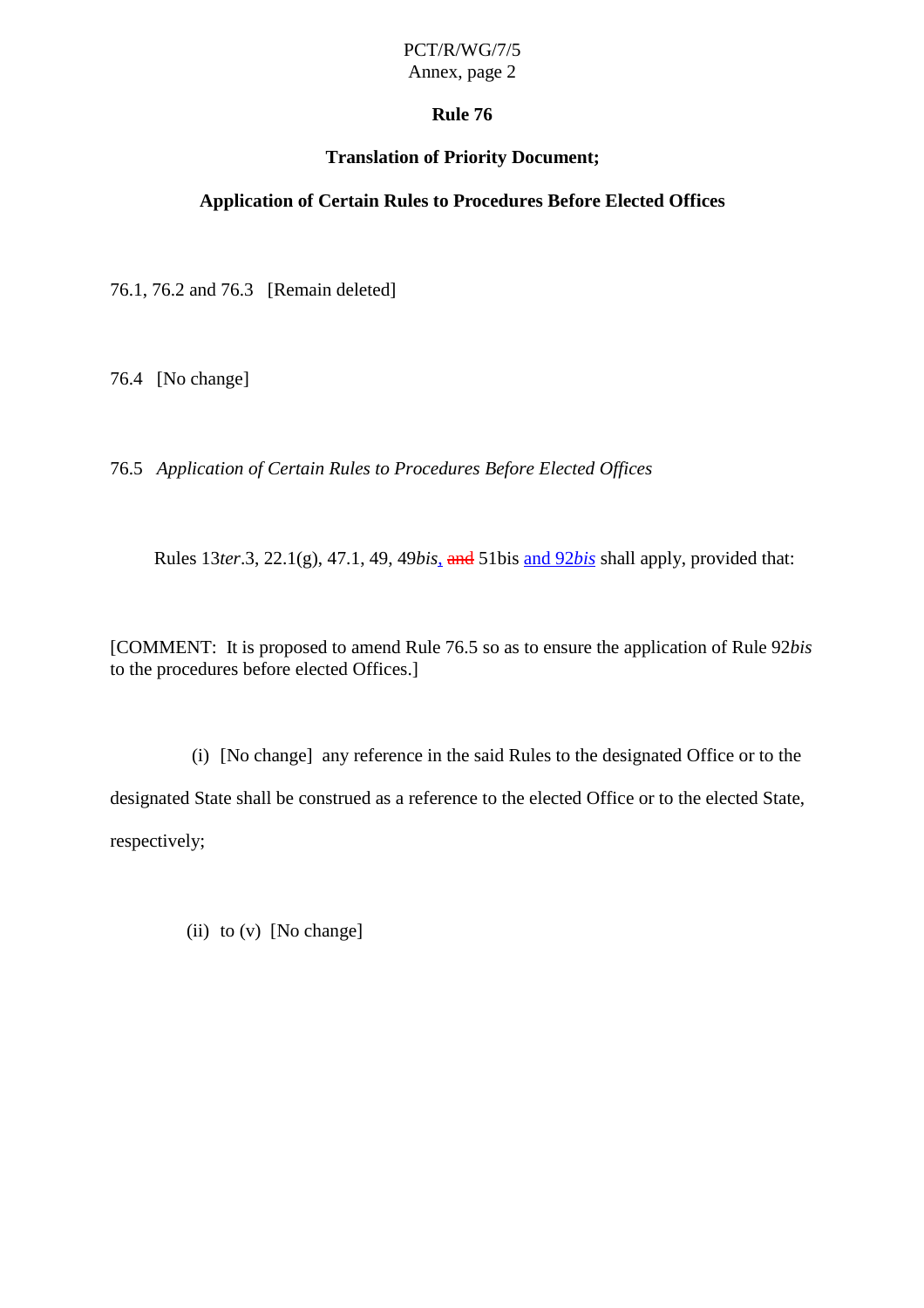## Rule 76

### Translation of Priority Document;

### Application of Certain Rules to Procedures Before Elected Offices

76.1, 76.2 and 76.3 [Remain deleted]

76.4 [No change]

76.5 *Application of Certain Rules to Procedures Before Elected Offices*

Rules 13*ter*.3, 22.1(g), 47.1, 49, 49*bis*, ~~and~~ 51bis and 92*bis* shall apply, provided that:

[COMMENT: It is proposed to amend Rule 76.5 so as to ensure the application of Rule 92*bis* to the procedures before elected Offices.]

(i) [No change] any reference in the said Rules to the designated Office or to the designated State shall be construed as a reference to the elected Office or to the elected State, respectively;

(ii) to (v) [No change]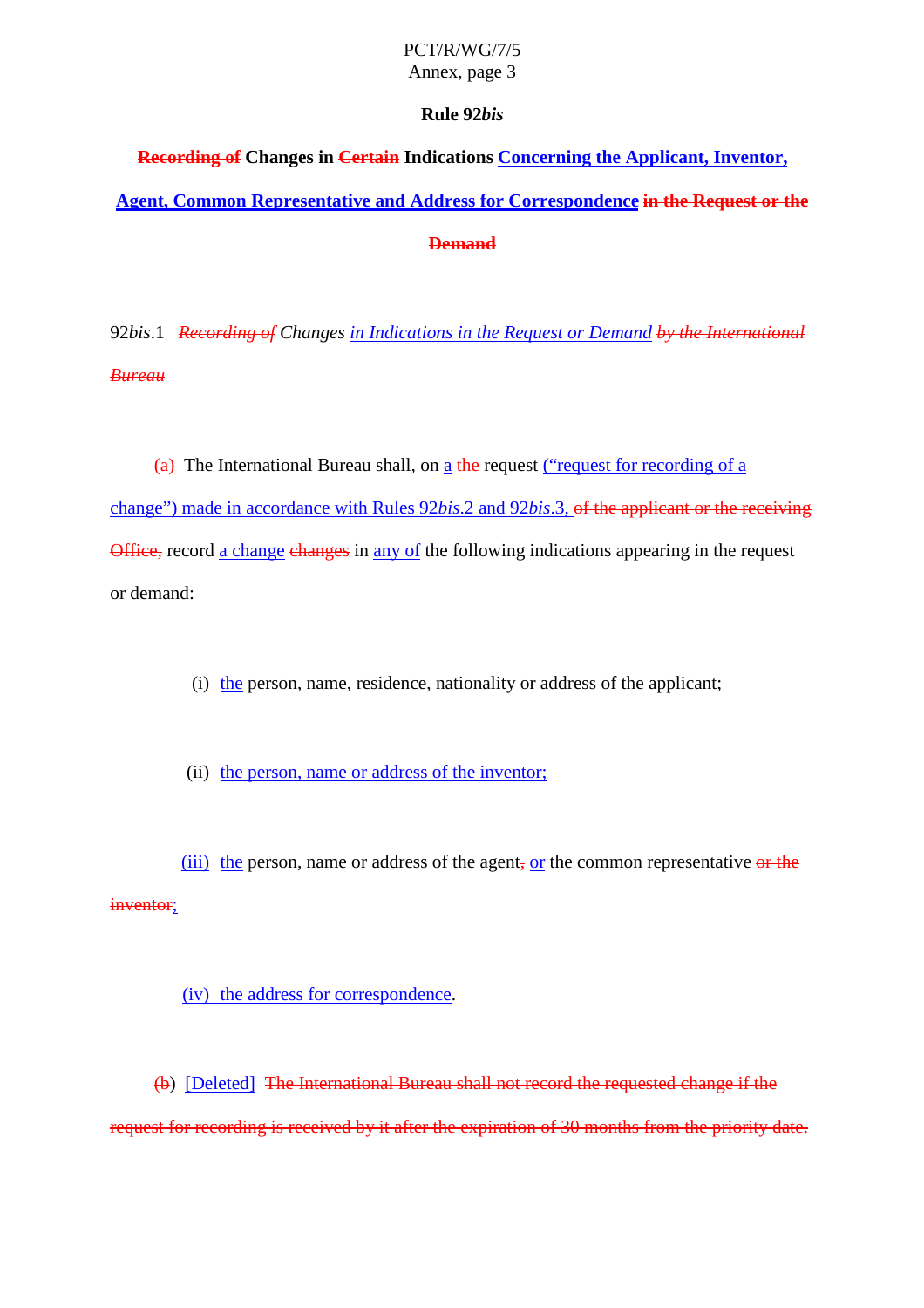### Rule 92*bis*

**~~Recording of~~ Changes in ~~Certain~~ Indications <u>Concerning the Applicant, Inventor, Agent, Common Representative and Address for Correspondence</u> ~~in the Request or the Demand~~**

92*bis*.1 *~~Recording of~~ Changes <u>in Indications in the Request or Demand</u> ~~by the International Bureau~~*

~~(a)~~ The International Bureau shall, on <u>a</u> ~~the~~ request <u>(“request for recording of a change”) made in accordance with Rules 92*bis*.2 and 92*bis*.3,</u> ~~of the applicant or the receiving Office,~~ record <u>a change</u> ~~changes~~ in <u>any of</u> the following indications appearing in the request or demand:

(i) <u>the</u> person, name, residence, nationality or address of the applicant;

(ii) <u>the person, name or address of the inventor;</u>

<u>(iii)</u> <u>the</u> person, name or address of the agent~~,~~ <u>or</u> the common representative ~~or the inventor~~<u>;</u>

<u>(iv) the address for correspondence</u>.

~~(b)~~) <u>[Deleted]</u> ~~The International Bureau shall not record the requested change if the request for recording is received by it after the expiration of 30 months from the priority date.~~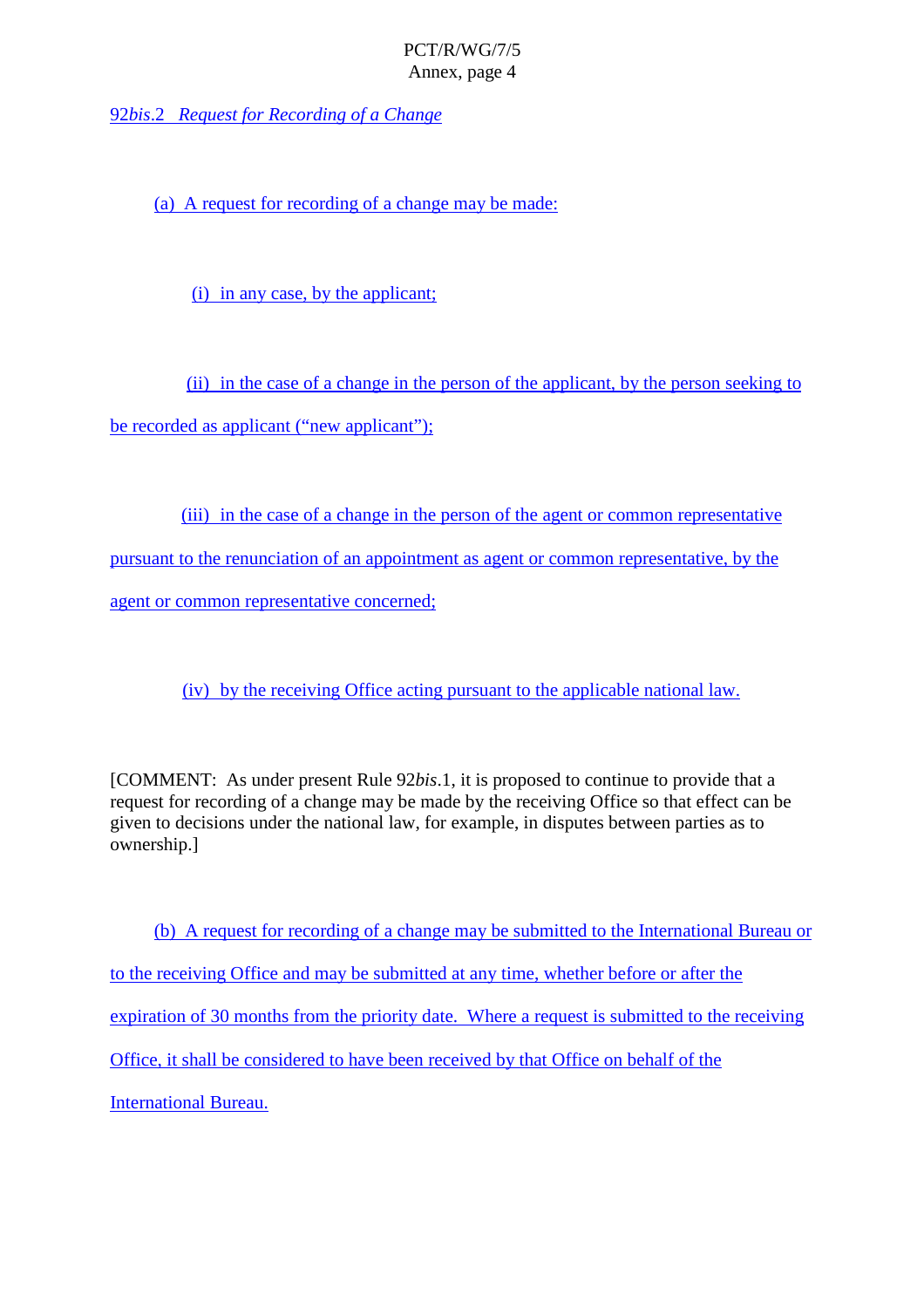*92bis.2 Request for Recording of a Change*

(a) A request for recording of a change may be made:

(i) in any case, by the applicant;

(ii) in the case of a change in the person of the applicant, by the person seeking to be recorded as applicant ("new applicant");

(iii) in the case of a change in the person of the agent or common representative pursuant to the renunciation of an appointment as agent or common representative, by the agent or common representative concerned;

(iv) by the receiving Office acting pursuant to the applicable national law.

[COMMENT: As under present Rule 92*bis*.1, it is proposed to continue to provide that a request for recording of a change may be made by the receiving Office so that effect can be given to decisions under the national law, for example, in disputes between parties as to ownership.]

(b) A request for recording of a change may be submitted to the International Bureau or to the receiving Office and may be submitted at any time, whether before or after the expiration of 30 months from the priority date. Where a request is submitted to the receiving Office, it shall be considered to have been received by that Office on behalf of the International Bureau.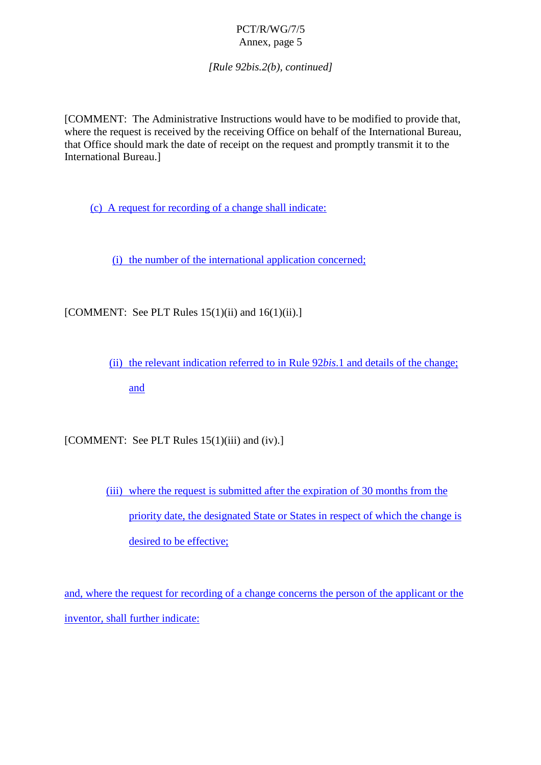*[Rule 92bis.2(b), continued]*

[COMMENT: The Administrative Instructions would have to be modified to provide that, where the request is received by the receiving Office on behalf of the International Bureau, that Office should mark the date of receipt on the request and promptly transmit it to the International Bureau.]

(c) A request for recording of a change shall indicate:

(i) the number of the international application concerned;

[COMMENT: See PLT Rules 15(1)(ii) and 16(1)(ii).]

(ii) the relevant indication referred to in Rule 92*bis*.1 and details of the change; and

[COMMENT: See PLT Rules 15(1)(iii) and (iv).]

(iii) where the request is submitted after the expiration of 30 months from the priority date, the designated State or States in respect of which the change is desired to be effective;

and, where the request for recording of a change concerns the person of the applicant or the inventor, shall further indicate: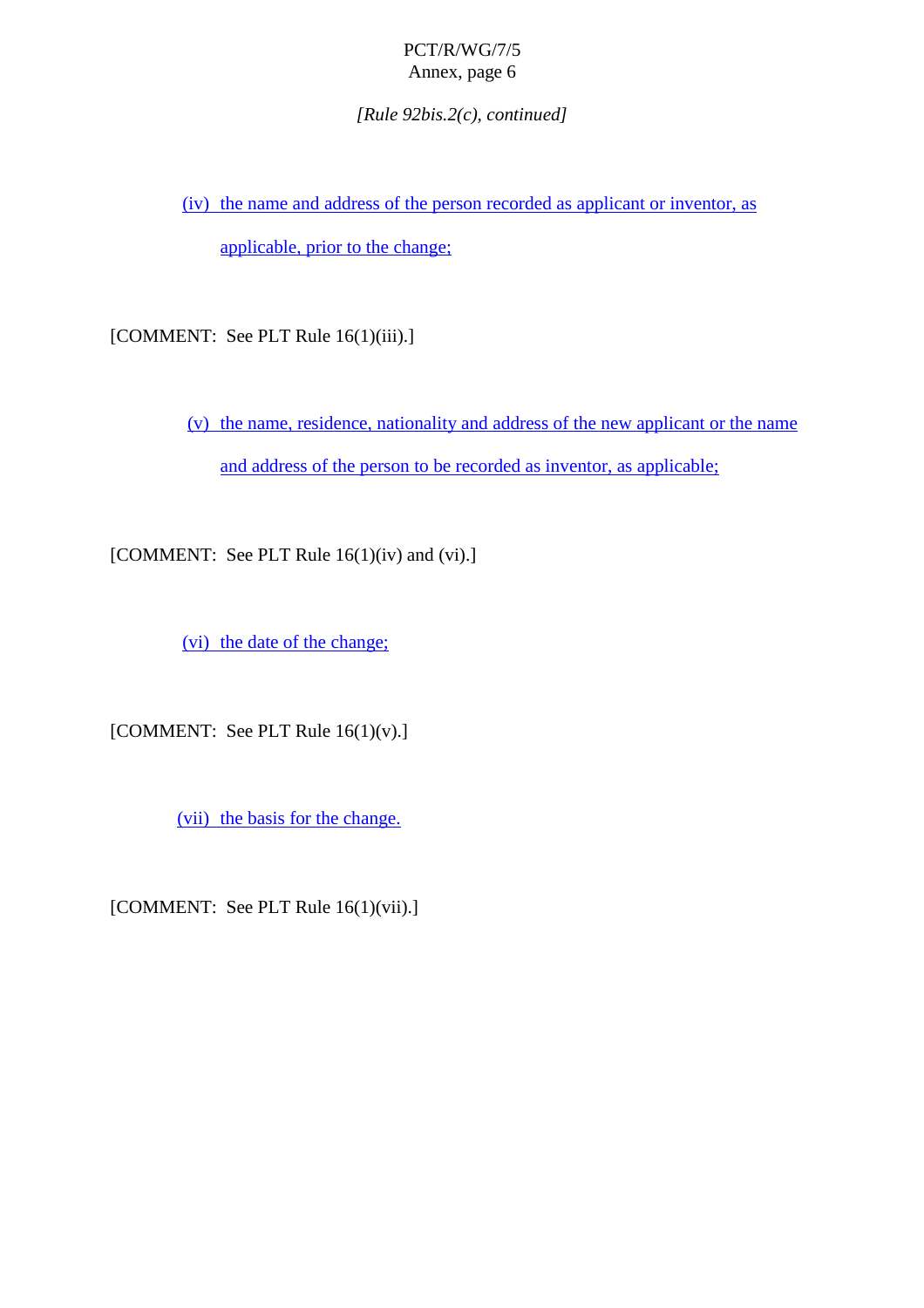*[Rule 92bis.2(c), continued]*

(iv) the name and address of the person recorded as applicant or inventor, as applicable, prior to the change;

[COMMENT: See PLT Rule 16(1)(iii).]

(v) the name, residence, nationality and address of the new applicant or the name and address of the person to be recorded as inventor, as applicable;

[COMMENT: See PLT Rule 16(1)(iv) and (vi).]

(vi) the date of the change;

[COMMENT: See PLT Rule 16(1)(v).]

(vii) the basis for the change.

[COMMENT: See PLT Rule 16(1)(vii).]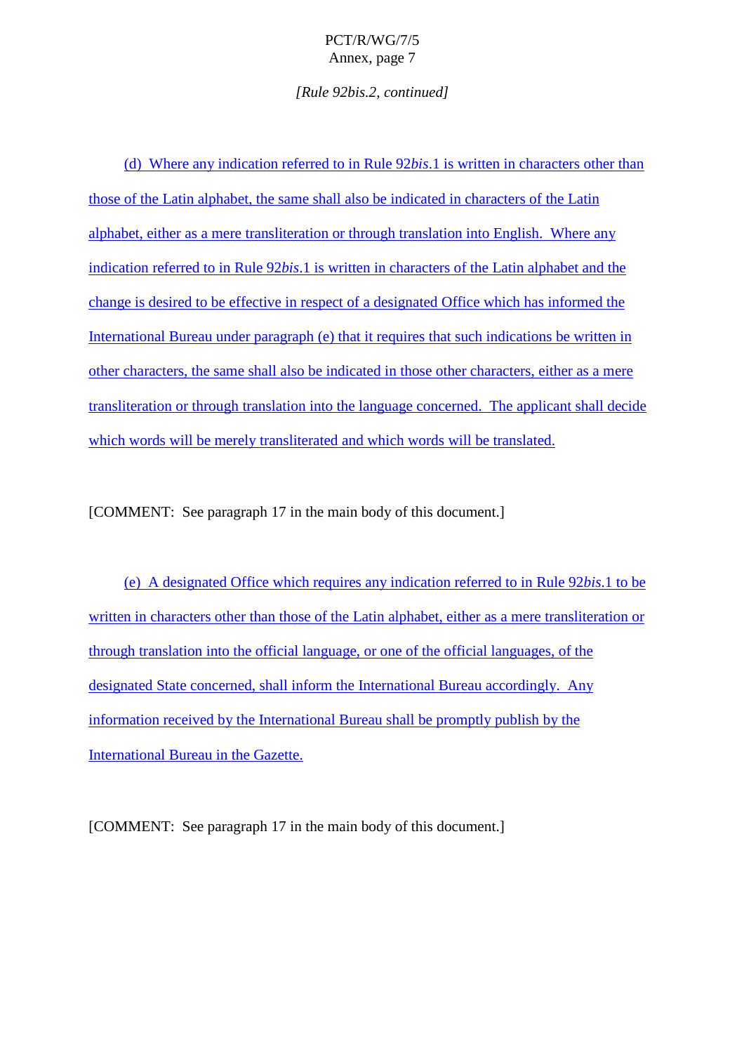*[Rule 92bis.2, continued]*

(d) Where any indication referred to in Rule 92*bis*.1 is written in characters other than those of the Latin alphabet, the same shall also be indicated in characters of the Latin alphabet, either as a mere transliteration or through translation into English. Where any indication referred to in Rule 92*bis*.1 is written in characters of the Latin alphabet and the change is desired to be effective in respect of a designated Office which has informed the International Bureau under paragraph (e) that it requires that such indications be written in other characters, the same shall also be indicated in those other characters, either as a mere transliteration or through translation into the language concerned. The applicant shall decide which words will be merely transliterated and which words will be translated.

[COMMENT: See paragraph 17 in the main body of this document.]

(e) A designated Office which requires any indication referred to in Rule 92*bis*.1 to be written in characters other than those of the Latin alphabet, either as a mere transliteration or through translation into the official language, or one of the official languages, of the designated State concerned, shall inform the International Bureau accordingly. Any information received by the International Bureau shall be promptly publish by the International Bureau in the Gazette.

[COMMENT: See paragraph 17 in the main body of this document.]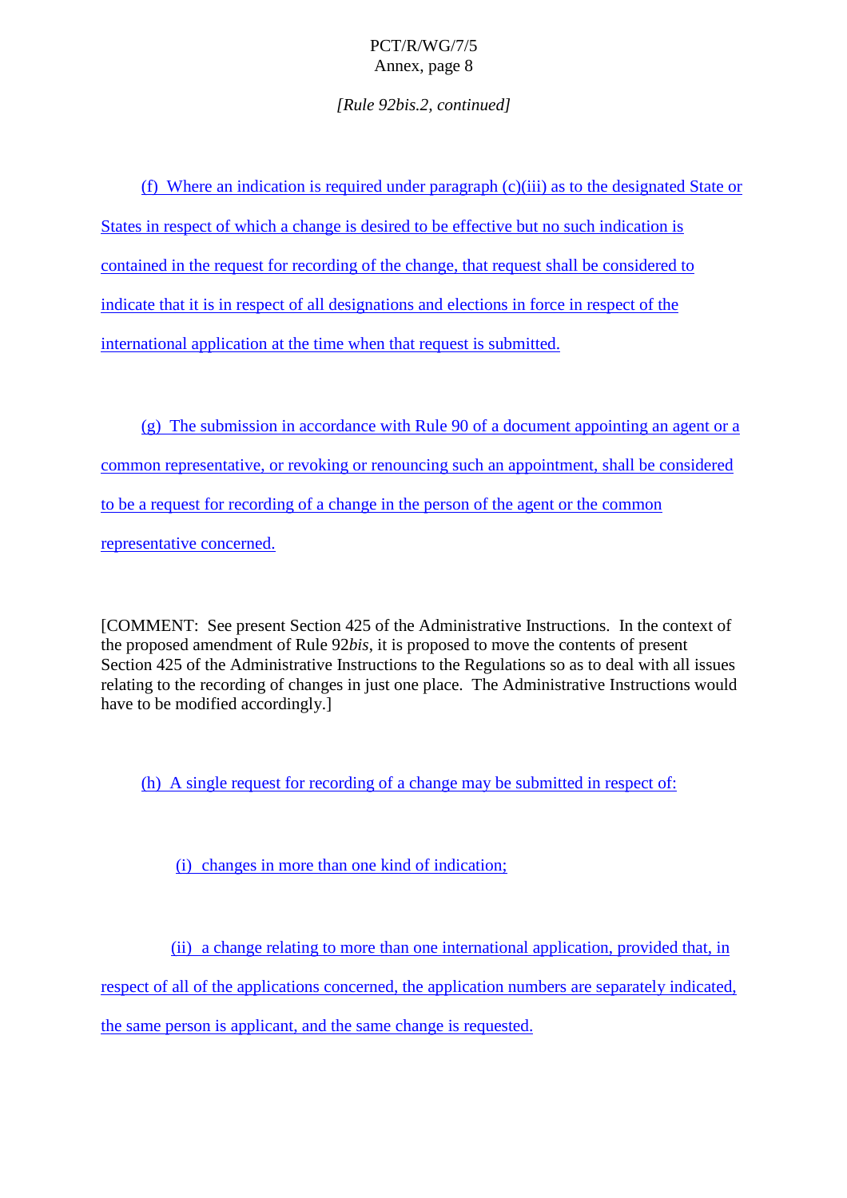*[Rule 92bis.2, continued]*

(f) Where an indication is required under paragraph (c)(iii) as to the designated State or States in respect of which a change is desired to be effective but no such indication is contained in the request for recording of the change, that request shall be considered to indicate that it is in respect of all designations and elections in force in respect of the international application at the time when that request is submitted.

(g) The submission in accordance with Rule 90 of a document appointing an agent or a common representative, or revoking or renouncing such an appointment, shall be considered to be a request for recording of a change in the person of the agent or the common representative concerned.

[COMMENT: See present Section 425 of the Administrative Instructions. In the context of the proposed amendment of Rule 92*bis*, it is proposed to move the contents of present Section 425 of the Administrative Instructions to the Regulations so as to deal with all issues relating to the recording of changes in just one place. The Administrative Instructions would have to be modified accordingly.]

(h) A single request for recording of a change may be submitted in respect of:

(i) changes in more than one kind of indication;

(ii) a change relating to more than one international application, provided that, in respect of all of the applications concerned, the application numbers are separately indicated, the same person is applicant, and the same change is requested.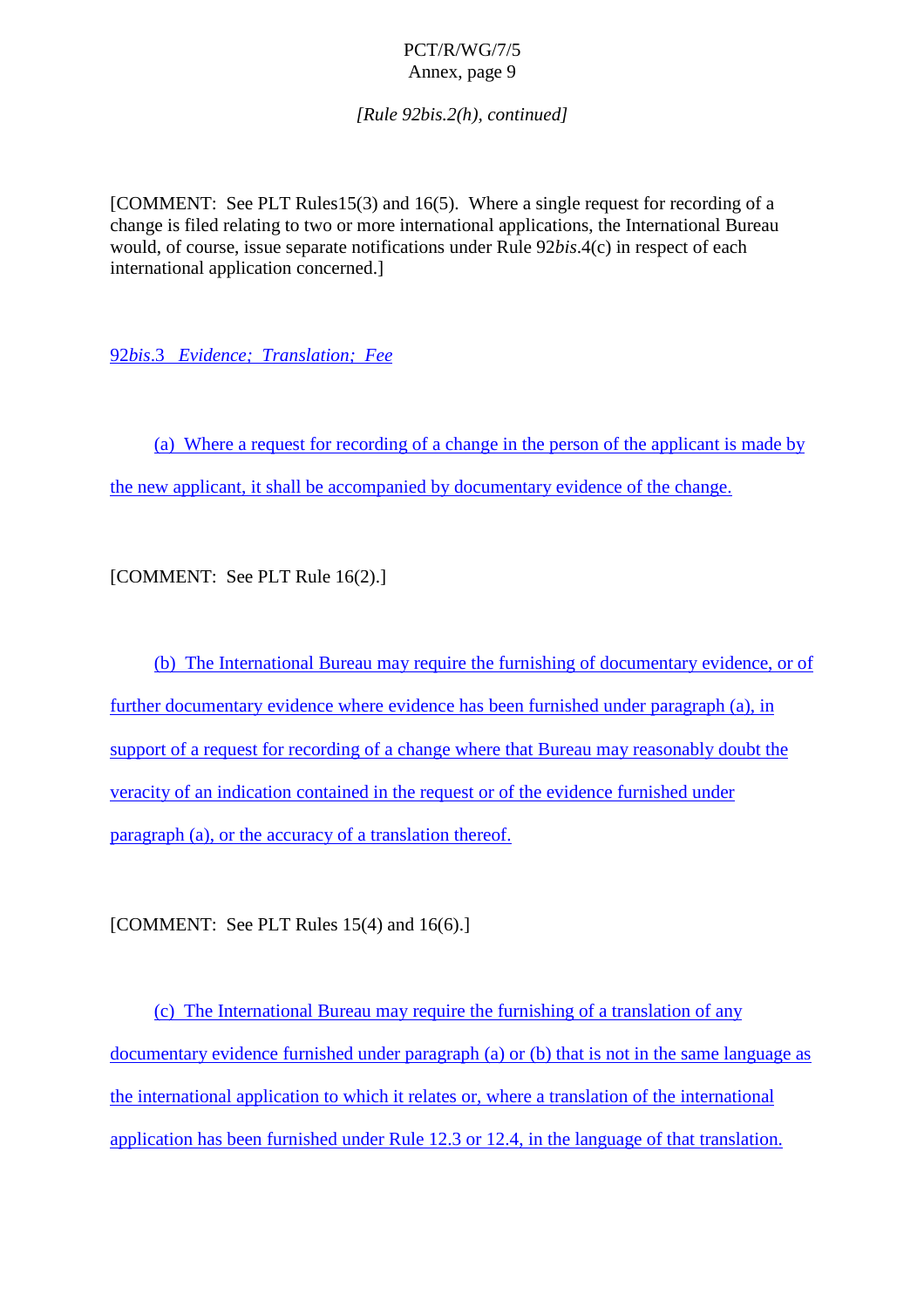*[Rule 92bis.2(h), continued]*

[COMMENT: See PLT Rules15(3) and 16(5). Where a single request for recording of a change is filed relating to two or more international applications, the International Bureau would, of course, issue separate notifications under Rule 92*bis*.4(c) in respect of each international application concerned.]

92*bis*.3 *Evidence; Translation; Fee*

(a) Where a request for recording of a change in the person of the applicant is made by the new applicant, it shall be accompanied by documentary evidence of the change.

[COMMENT: See PLT Rule 16(2).]

(b) The International Bureau may require the furnishing of documentary evidence, or of further documentary evidence where evidence has been furnished under paragraph (a), in support of a request for recording of a change where that Bureau may reasonably doubt the veracity of an indication contained in the request or of the evidence furnished under paragraph (a), or the accuracy of a translation thereof.

[COMMENT: See PLT Rules 15(4) and 16(6).]

(c) The International Bureau may require the furnishing of a translation of any documentary evidence furnished under paragraph (a) or (b) that is not in the same language as the international application to which it relates or, where a translation of the international application has been furnished under Rule 12.3 or 12.4, in the language of that translation.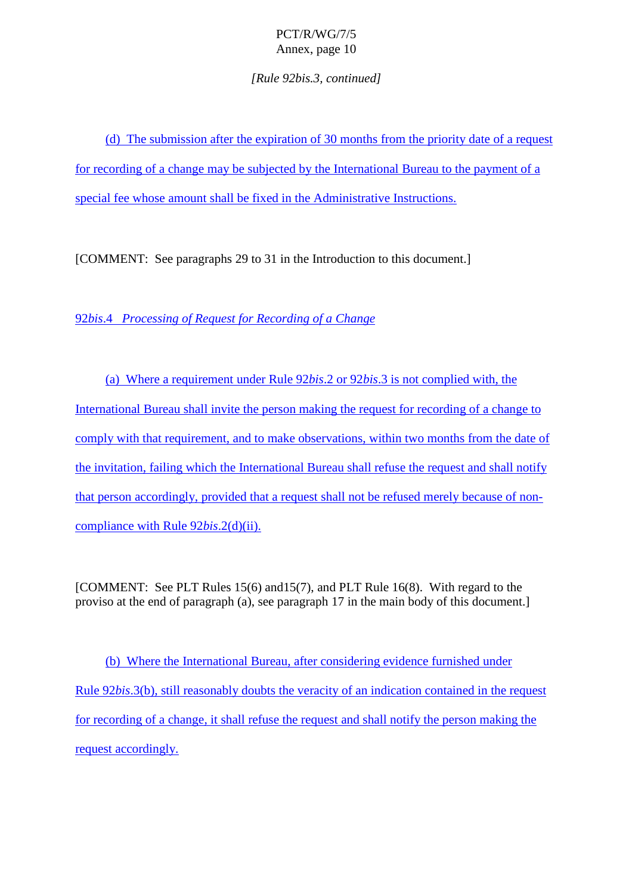*[Rule 92bis.3, continued]*

(d) The submission after the expiration of 30 months from the priority date of a request for recording of a change may be subjected by the International Bureau to the payment of a special fee whose amount shall be fixed in the Administrative Instructions.

[COMMENT: See paragraphs 29 to 31 in the Introduction to this document.]

92*bis*.4 *Processing of Request for Recording of a Change*

(a) Where a requirement under Rule 92*bis*.2 or 92*bis*.3 is not complied with, the International Bureau shall invite the person making the request for recording of a change to comply with that requirement, and to make observations, within two months from the date of the invitation, failing which the International Bureau shall refuse the request and shall notify that person accordingly, provided that a request shall not be refused merely because of non-compliance with Rule 92*bis*.2(d)(ii).

[COMMENT: See PLT Rules 15(6) and15(7), and PLT Rule 16(8). With regard to the proviso at the end of paragraph (a), see paragraph 17 in the main body of this document.]

(b) Where the International Bureau, after considering evidence furnished under Rule 92*bis*.3(b), still reasonably doubts the veracity of an indication contained in the request for recording of a change, it shall refuse the request and shall notify the person making the request accordingly.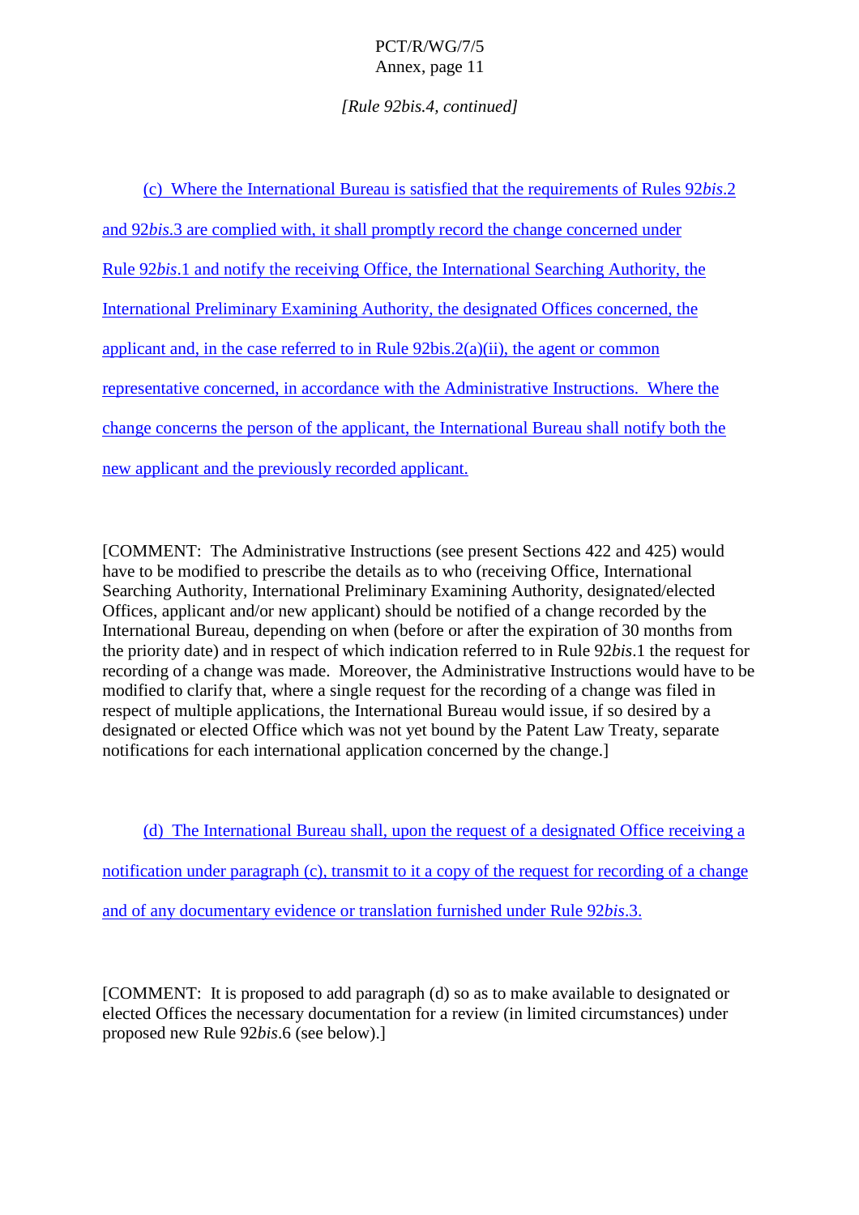*[Rule 92bis.4, continued]*

(c) Where the International Bureau is satisfied that the requirements of Rules 92*bis*.2 and 92*bis*.3 are complied with, it shall promptly record the change concerned under Rule 92*bis*.1 and notify the receiving Office, the International Searching Authority, the International Preliminary Examining Authority, the designated Offices concerned, the applicant and, in the case referred to in Rule 92bis.2(a)(ii), the agent or common representative concerned, in accordance with the Administrative Instructions. Where the change concerns the person of the applicant, the International Bureau shall notify both the new applicant and the previously recorded applicant.

[COMMENT: The Administrative Instructions (see present Sections 422 and 425) would have to be modified to prescribe the details as to who (receiving Office, International Searching Authority, International Preliminary Examining Authority, designated/elected Offices, applicant and/or new applicant) should be notified of a change recorded by the International Bureau, depending on when (before or after the expiration of 30 months from the priority date) and in respect of which indication referred to in Rule 92*bis*.1 the request for recording of a change was made. Moreover, the Administrative Instructions would have to be modified to clarify that, where a single request for the recording of a change was filed in respect of multiple applications, the International Bureau would issue, if so desired by a designated or elected Office which was not yet bound by the Patent Law Treaty, separate notifications for each international application concerned by the change.]

(d) The International Bureau shall, upon the request of a designated Office receiving a notification under paragraph (c), transmit to it a copy of the request for recording of a change and of any documentary evidence or translation furnished under Rule 92*bis*.3.

[COMMENT: It is proposed to add paragraph (d) so as to make available to designated or elected Offices the necessary documentation for a review (in limited circumstances) under proposed new Rule 92*bis*.6 (see below).]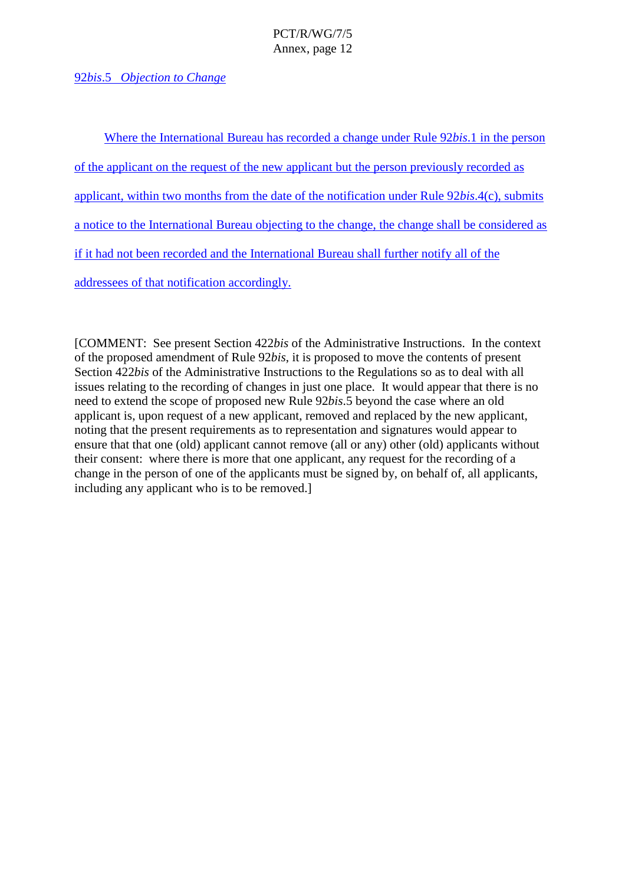92*bis*.5 *Objection to Change*

Where the International Bureau has recorded a change under Rule 92*bis*.1 in the person of the applicant on the request of the new applicant but the person previously recorded as applicant, within two months from the date of the notification under Rule 92*bis*.4(c), submits a notice to the International Bureau objecting to the change, the change shall be considered as if it had not been recorded and the International Bureau shall further notify all of the addressees of that notification accordingly.

[COMMENT: See present Section 422*bis* of the Administrative Instructions. In the context of the proposed amendment of Rule 92*bis*, it is proposed to move the contents of present Section 422*bis* of the Administrative Instructions to the Regulations so as to deal with all issues relating to the recording of changes in just one place. It would appear that there is no need to extend the scope of proposed new Rule 92*bis*.5 beyond the case where an old applicant is, upon request of a new applicant, removed and replaced by the new applicant, noting that the present requirements as to representation and signatures would appear to ensure that that one (old) applicant cannot remove (all or any) other (old) applicants without their consent: where there is more that one applicant, any request for the recording of a change in the person of one of the applicants must be signed by, on behalf of, all applicants, including any applicant who is to be removed.]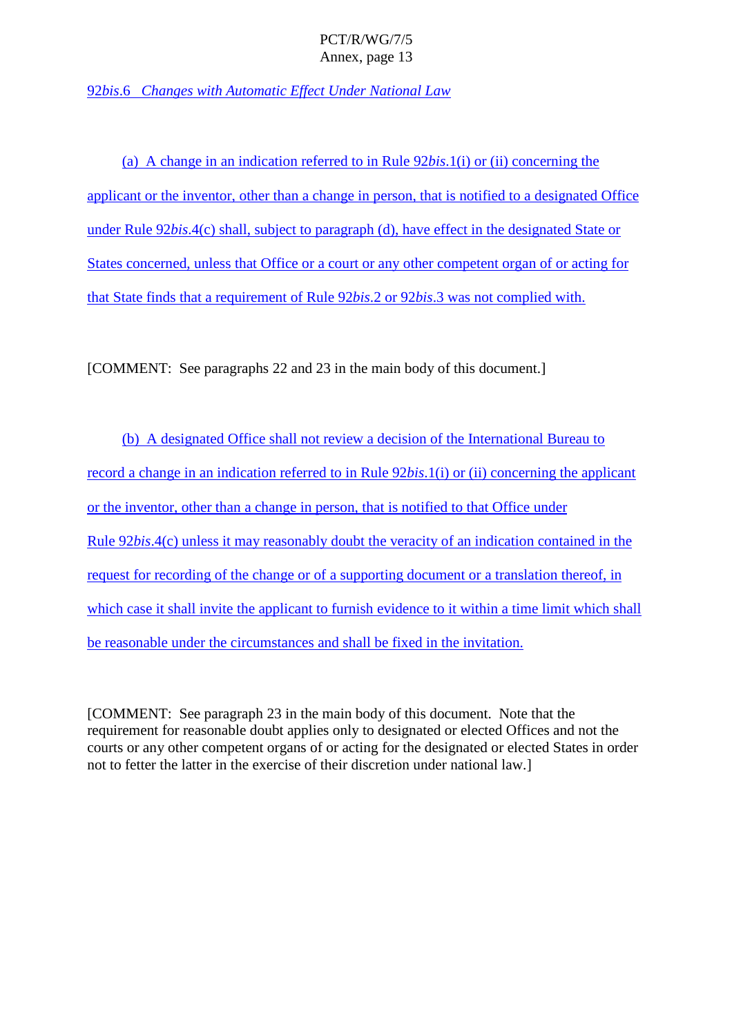92*bis*.6 *Changes with Automatic Effect Under National Law*

(a) A change in an indication referred to in Rule 92*bis*.1(i) or (ii) concerning the applicant or the inventor, other than a change in person, that is notified to a designated Office under Rule 92*bis*.4(c) shall, subject to paragraph (d), have effect in the designated State or States concerned, unless that Office or a court or any other competent organ of or acting for that State finds that a requirement of Rule 92*bis*.2 or 92*bis*.3 was not complied with.

[COMMENT: See paragraphs 22 and 23 in the main body of this document.]

(b) A designated Office shall not review a decision of the International Bureau to record a change in an indication referred to in Rule 92*bis*.1(i) or (ii) concerning the applicant or the inventor, other than a change in person, that is notified to that Office under Rule 92*bis*.4(c) unless it may reasonably doubt the veracity of an indication contained in the request for recording of the change or of a supporting document or a translation thereof, in which case it shall invite the applicant to furnish evidence to it within a time limit which shall be reasonable under the circumstances and shall be fixed in the invitation.

[COMMENT: See paragraph 23 in the main body of this document. Note that the requirement for reasonable doubt applies only to designated or elected Offices and not the courts or any other competent organs of or acting for the designated or elected States in order not to fetter the latter in the exercise of their discretion under national law.]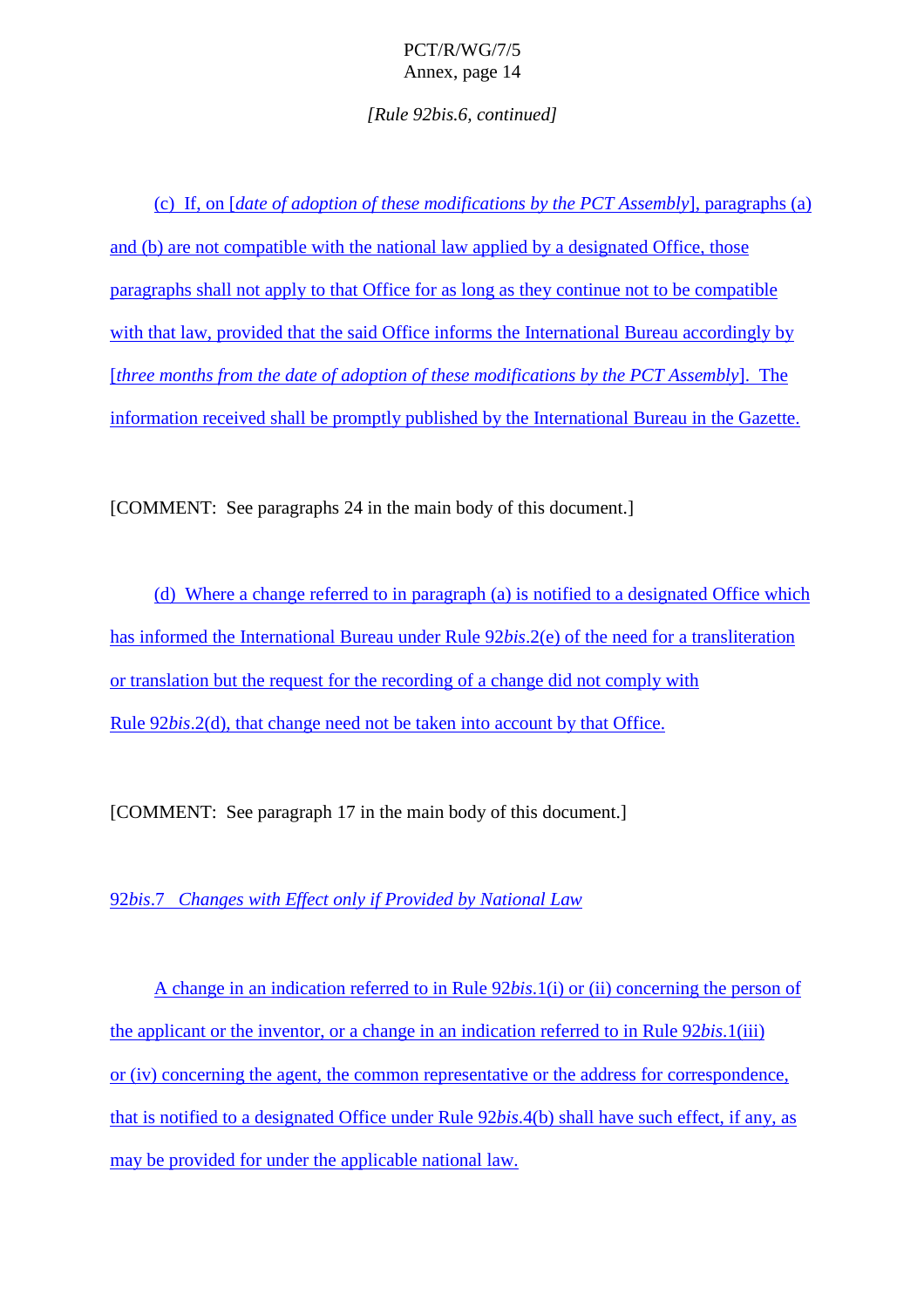*[Rule 92bis.6, continued]*

(c) If, on [*date of adoption of these modifications by the PCT Assembly*], paragraphs (a) and (b) are not compatible with the national law applied by a designated Office, those paragraphs shall not apply to that Office for as long as they continue not to be compatible with that law, provided that the said Office informs the International Bureau accordingly by [*three months from the date of adoption of these modifications by the PCT Assembly*]. The information received shall be promptly published by the International Bureau in the Gazette.

[COMMENT: See paragraphs 24 in the main body of this document.]

(d) Where a change referred to in paragraph (a) is notified to a designated Office which has informed the International Bureau under Rule 92*bis*.2(e) of the need for a transliteration or translation but the request for the recording of a change did not comply with Rule 92*bis*.2(d), that change need not be taken into account by that Office.

[COMMENT: See paragraph 17 in the main body of this document.]

92*bis*.7 *Changes with Effect only if Provided by National Law*

A change in an indication referred to in Rule 92*bis*.1(i) or (ii) concerning the person of the applicant or the inventor, or a change in an indication referred to in Rule 92*bis*.1(iii) or (iv) concerning the agent, the common representative or the address for correspondence, that is notified to a designated Office under Rule 92*bis*.4(b) shall have such effect, if any, as may be provided for under the applicable national law.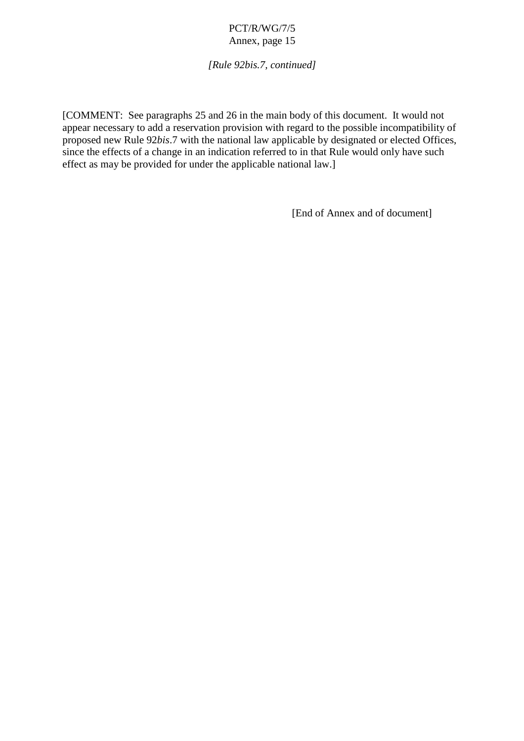*[Rule 92bis.7, continued]*

[COMMENT: See paragraphs 25 and 26 in the main body of this document. It would not appear necessary to add a reservation provision with regard to the possible incompatibility of proposed new Rule 92*bis*.7 with the national law applicable by designated or elected Offices, since the effects of a change in an indication referred to in that Rule would only have such effect as may be provided for under the applicable national law.]

[End of Annex and of document]